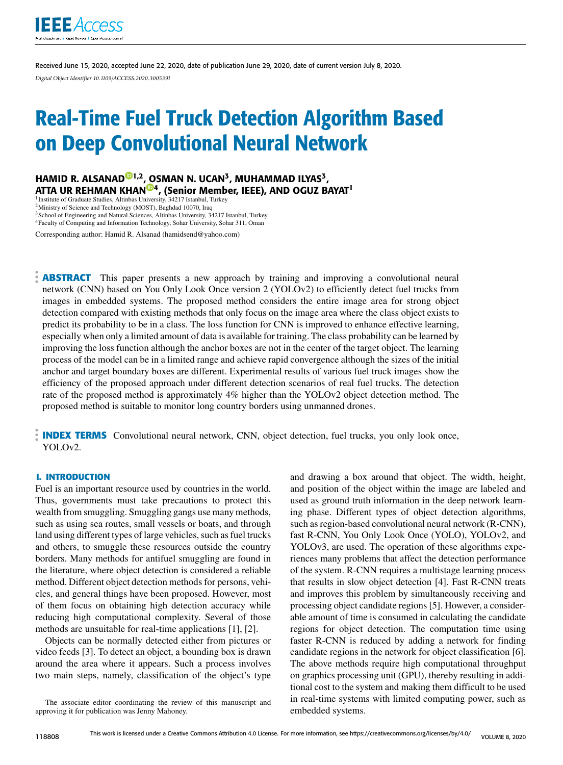Received June 15, 2020, accepted June 22, 2020, date of publication June 29, 2020, date of current version July 8, 2020.

*Digital Object Identifier 10.1109/ACCESS.2020.3005391*

# Real-Time Fuel Truck Detection Algorithm Based on Deep Convolutional Neural Network

**HAMID R. ALSANAD[1,2], OSMAN N. UCAN[3], MUHAMMAD ILYAS[3], ATTA UR REHMAN KHAN[4], (Senior Member, IEEE), AND OGUZ BAYAT[1]**

[1]Institute of Graduate Studies, Altinbas University, 34217 Istanbul, Turkey
[2]Ministry of Science and Technology (MOST), Baghdad 10070, Iraq
[3]School of Engineering and Natural Sciences, Altinbas University, 34217 Istanbul, Turkey
[4]Faculty of Computing and Information Technology, Sohar University, Sohar 311, Oman

Corresponding author: Hamid R. Alsanad (hamidsend@yahoo.com)

**ABSTRACT** This paper presents a new approach by training and improving a convolutional neural network (CNN) based on You Only Look Once version 2 (YOLOv2) to efficiently detect fuel trucks from images in embedded systems. The proposed method considers the entire image area for strong object detection compared with existing methods that only focus on the image area where the class object exists to predict its probability to be in a class. The loss function for CNN is improved to enhance effective learning, especially when only a limited amount of data is available for training. The class probability can be learned by improving the loss function although the anchor boxes are not in the center of the target object. The learning process of the model can be in a limited range and achieve rapid convergence although the sizes of the initial anchor and target boundary boxes are different. Experimental results of various fuel truck images show the efficiency of the proposed approach under different detection scenarios of real fuel trucks. The detection rate of the proposed method is approximately 4% higher than the YOLOv2 object detection method. The proposed method is suitable to monitor long country borders using unmanned drones.

**INDEX TERMS** Convolutional neural network, CNN, object detection, fuel trucks, you only look once, YOLOv2.

## I. INTRODUCTION

Fuel is an important resource used by countries in the world. Thus, governments must take precautions to protect this wealth from smuggling. Smuggling gangs use many methods, such as using sea routes, small vessels or boats, and through land using different types of large vehicles, such as fuel trucks and others, to smuggle these resources outside the country borders. Many methods for antifuel smuggling are found in the literature, where object detection is considered a reliable method. Different object detection methods for persons, vehicles, and general things have been proposed. However, most of them focus on obtaining high detection accuracy while reducing high computational complexity. Several of those methods are unsuitable for real-time applications [1], [2].

Objects can be normally detected either from pictures or video feeds [3]. To detect an object, a bounding box is drawn around the area where it appears. Such a process involves two main steps, namely, classification of the object's type and drawing a box around that object. The width, height, and position of the object within the image are labeled and used as ground truth information in the deep network learning phase. Different types of object detection algorithms, such as region-based convolutional neural network (R-CNN), fast R-CNN, You Only Look Once (YOLO), YOLOv2, and YOLOv3, are used. The operation of these algorithms experiences many problems that affect the detection performance of the system. R-CNN requires a multistage learning process that results in slow object detection [4]. Fast R-CNN treats and improves this problem by simultaneously receiving and processing object candidate regions [5]. However, a considerable amount of time is consumed in calculating the candidate regions for object detection. The computation time using faster R-CNN is reduced by adding a network for finding candidate regions in the network for object classification [6]. The above methods require high computational throughput on graphics processing unit (GPU), thereby resulting in additional cost to the system and making them difficult to be used in real-time systems with limited computing power, such as embedded systems.

The associate editor coordinating the review of this manuscript and approving it for publication was Jenny Mahoney.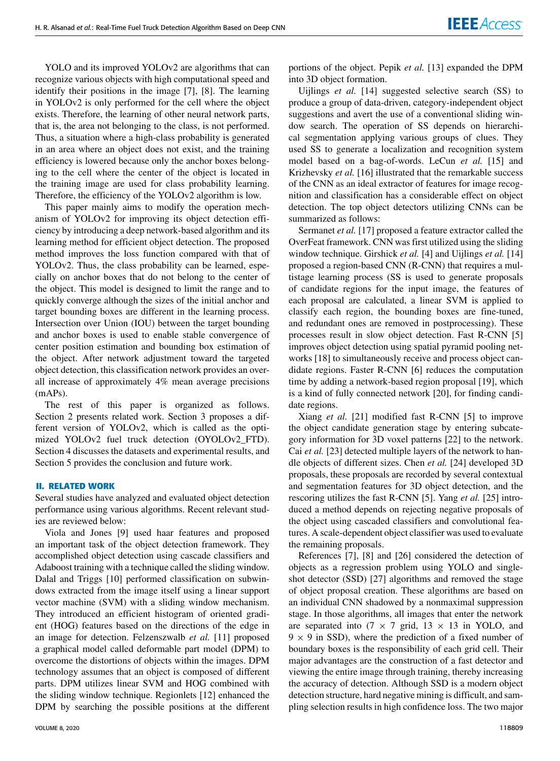YOLO and its improved YOLOv2 are algorithms that can recognize various objects with high computational speed and identify their positions in the image [7], [8]. The learning in YOLOv2 is only performed for the cell where the object exists. Therefore, the learning of other neural network parts, that is, the area not belonging to the class, is not performed. Thus, a situation where a high-class probability is generated in an area where an object does not exist, and the training efficiency is lowered because only the anchor boxes belonging to the cell where the center of the object is located in the training image are used for class probability learning. Therefore, the efficiency of the YOLOv2 algorithm is low.

This paper mainly aims to modify the operation mechanism of YOLOv2 for improving its object detection efficiency by introducing a deep network-based algorithm and its learning method for efficient object detection. The proposed method improves the loss function compared with that of YOLOv2. Thus, the class probability can be learned, especially on anchor boxes that do not belong to the center of the object. This model is designed to limit the range and to quickly converge although the sizes of the initial anchor and target bounding boxes are different in the learning process. Intersection over Union (IOU) between the target bounding and anchor boxes is used to enable stable convergence of center position estimation and bounding box estimation of the object. After network adjustment toward the targeted object detection, this classification network provides an overall increase of approximately 4% mean average precisions (mAPs).

The rest of this paper is organized as follows. Section 2 presents related work. Section 3 proposes a different version of YOLOv2, which is called as the optimized YOLOv2 fuel truck detection (OYOLOv2_FTD). Section 4 discusses the datasets and experimental results, and Section 5 provides the conclusion and future work.

## II. RELATED WORK

Several studies have analyzed and evaluated object detection performance using various algorithms. Recent relevant studies are reviewed below:

Viola and Jones [9] used haar features and proposed an important task of the object detection framework. They accomplished object detection using cascade classifiers and Adaboost training with a technique called the sliding window. Dalal and Triggs [10] performed classification on subwindows extracted from the image itself using a linear support vector machine (SVM) with a sliding window mechanism. They introduced an efficient histogram of oriented gradient (HOG) features based on the directions of the edge in an image for detection. Felzenszwalb *et al.* [11] proposed a graphical model called deformable part model (DPM) to overcome the distortions of objects within the images. DPM technology assumes that an object is composed of different parts. DPM utilizes linear SVM and HOG combined with the sliding window technique. Regionlets [12] enhanced the DPM by searching the possible positions at the different portions of the object. Pepik *et al.* [13] expanded the DPM into 3D object formation.

Uijlings *et al.* [14] suggested selective search (SS) to produce a group of data-driven, category-independent object suggestions and avert the use of a conventional sliding window search. The operation of SS depends on hierarchical segmentation applying various groups of clues. They used SS to generate a localization and recognition system model based on a bag-of-words. LeCun *et al.* [15] and Krizhevsky *et al.* [16] illustrated that the remarkable success of the CNN as an ideal extractor of features for image recognition and classification has a considerable effect on object detection. The top object detectors utilizing CNNs can be summarized as follows:

Sermanet *et al.* [17] proposed a feature extractor called the OverFeat framework. CNN was first utilized using the sliding window technique. Girshick *et al.* [4] and Uijlings *et al.* [14] proposed a region-based CNN (R-CNN) that requires a multistage learning process (SS is used to generate proposals of candidate regions for the input image, the features of each proposal are calculated, a linear SVM is applied to classify each region, the bounding boxes are fine-tuned, and redundant ones are removed in postprocessing). These processes result in slow object detection. Fast R-CNN [5] improves object detection using spatial pyramid pooling networks [18] to simultaneously receive and process object candidate regions. Faster R-CNN [6] reduces the computation time by adding a network-based region proposal [19], which is a kind of fully connected network [20], for finding candidate regions.

Xiang *et al.* [21] modified fast R-CNN [5] to improve the object candidate generation stage by entering subcategory information for 3D voxel patterns [22] to the network. Cai *et al.* [23] detected multiple layers of the network to handle objects of different sizes. Chen *et al.* [24] developed 3D proposals, these proposals are recorded by several contextual and segmentation features for 3D object detection, and the rescoring utilizes the fast R-CNN [5]. Yang *et al.* [25] introduced a method depends on rejecting negative proposals of the object using cascaded classifiers and convolutional features. A scale-dependent object classifier was used to evaluate the remaining proposals.

References [7], [8] and [26] considered the detection of objects as a regression problem using YOLO and single-shot detector (SSD) [27] algorithms and removed the stage of object proposal creation. These algorithms are based on an individual CNN shadowed by a nonmaximal suppression stage. In those algorithms, all images that enter the network are separated into ($7 \times 7$ grid, $13 \times 13$ in YOLO, and $9 \times 9$ in SSD), where the prediction of a fixed number of boundary boxes is the responsibility of each grid cell. Their major advantages are the construction of a fast detector and viewing the entire image through training, thereby increasing the accuracy of detection. Although SSD is a modern object detection structure, hard negative mining is difficult, and sampling selection results in high confidence loss. The two major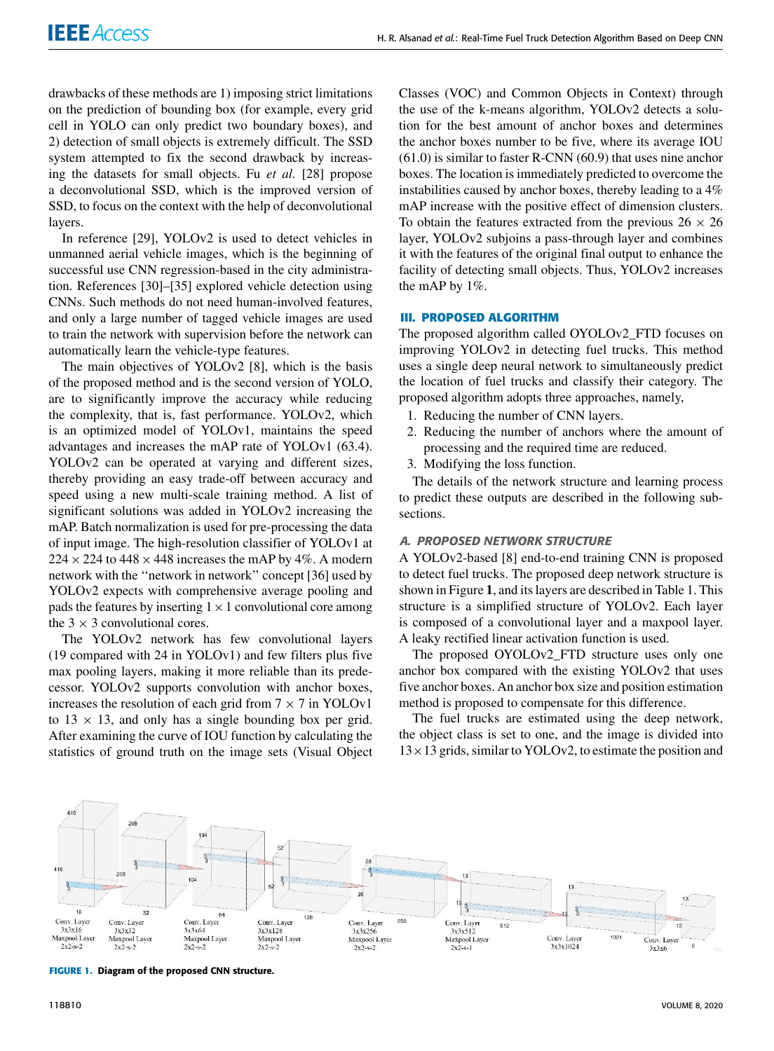drawbacks of these methods are 1) imposing strict limitations on the prediction of bounding box (for example, every grid cell in YOLO can only predict two boundary boxes), and 2) detection of small objects is extremely difficult. The SSD system attempted to fix the second drawback by increasing the datasets for small objects. Fu *et al.* [28] propose a deconvolutional SSD, which is the improved version of SSD, to focus on the context with the help of deconvolutional layers.

In reference [29], YOLOv2 is used to detect vehicles in unmanned aerial vehicle images, which is the beginning of successful use CNN regression-based in the city administration. References [30]–[35] explored vehicle detection using CNNs. Such methods do not need human-involved features, and only a large number of tagged vehicle images are used to train the network with supervision before the network can automatically learn the vehicle-type features.

The main objectives of YOLOv2 [8], which is the basis of the proposed method and is the second version of YOLO, are to significantly improve the accuracy while reducing the complexity, that is, fast performance. YOLOv2, which is an optimized model of YOLOv1, maintains the speed advantages and increases the mAP rate of YOLOv1 (63.4). YOLOv2 can be operated at varying and different sizes, thereby providing an easy trade-off between accuracy and speed using a new multi-scale training method. A list of significant solutions was added in YOLOv2 increasing the mAP. Batch normalization is used for pre-processing the data of input image. The high-resolution classifier of YOLOv1 at $224 \times 224$ to $448 \times 448$ increases the mAP by 4%. A modern network with the ''network in network'' concept [36] used by YOLOv2 expects with comprehensive average pooling and pads the features by inserting $1 \times 1$ convolutional core among the $3 \times 3$ convolutional cores.

The YOLOv2 network has few convolutional layers (19 compared with 24 in YOLOv1) and few filters plus five max pooling layers, making it more reliable than its predecessor. YOLOv2 supports convolution with anchor boxes, increases the resolution of each grid from $7 \times 7$ in YOLOv1 to $13 \times 13$, and only has a single bounding box per grid. After examining the curve of IOU function by calculating the statistics of ground truth on the image sets (Visual Object Classes (VOC) and Common Objects in Context) through the use of the k-means algorithm, YOLOv2 detects a solution for the best amount of anchor boxes and determines the anchor boxes number to be five, where its average IOU (61.0) is similar to faster R-CNN (60.9) that uses nine anchor boxes. The location is immediately predicted to overcome the instabilities caused by anchor boxes, thereby leading to a 4% mAP increase with the positive effect of dimension clusters. To obtain the features extracted from the previous $26 \times 26$ layer, YOLOv2 subjoins a pass-through layer and combines it with the features of the original final output to enhance the facility of detecting small objects. Thus, YOLOv2 increases the mAP by 1%.

## III. PROPOSED ALGORITHM

The proposed algorithm called OYOLOv2_FTD focuses on improving YOLOv2 in detecting fuel trucks. This method uses a single deep neural network to simultaneously predict the location of fuel trucks and classify their category. The proposed algorithm adopts three approaches, namely,

1. Reducing the number of CNN layers.
2. Reducing the number of anchors where the amount of processing and the required time are reduced.
3. Modifying the loss function.

The details of the network structure and learning process to predict these outputs are described in the following subsections.

### A. PROPOSED NETWORK STRUCTURE

A YOLOv2-based [8] end-to-end training CNN is proposed to detect fuel trucks. The proposed deep network structure is shown in Figure **1**, and its layers are described in Table 1. This structure is a simplified structure of YOLOv2. Each layer is composed of a convolutional layer and a maxpool layer. A leaky rectified linear activation function is used.

The proposed OYOLOv2_FTD structure uses only one anchor box compared with the existing YOLOv2 that uses five anchor boxes. An anchor box size and position estimation method is proposed to compensate for this difference.

The fuel trucks are estimated using the deep network, the object class is set to one, and the image is divided into $13 \times 13$ grids, similar to YOLOv2, to estimate the position and

**FIGURE 1.** Diagram of the proposed CNN structure.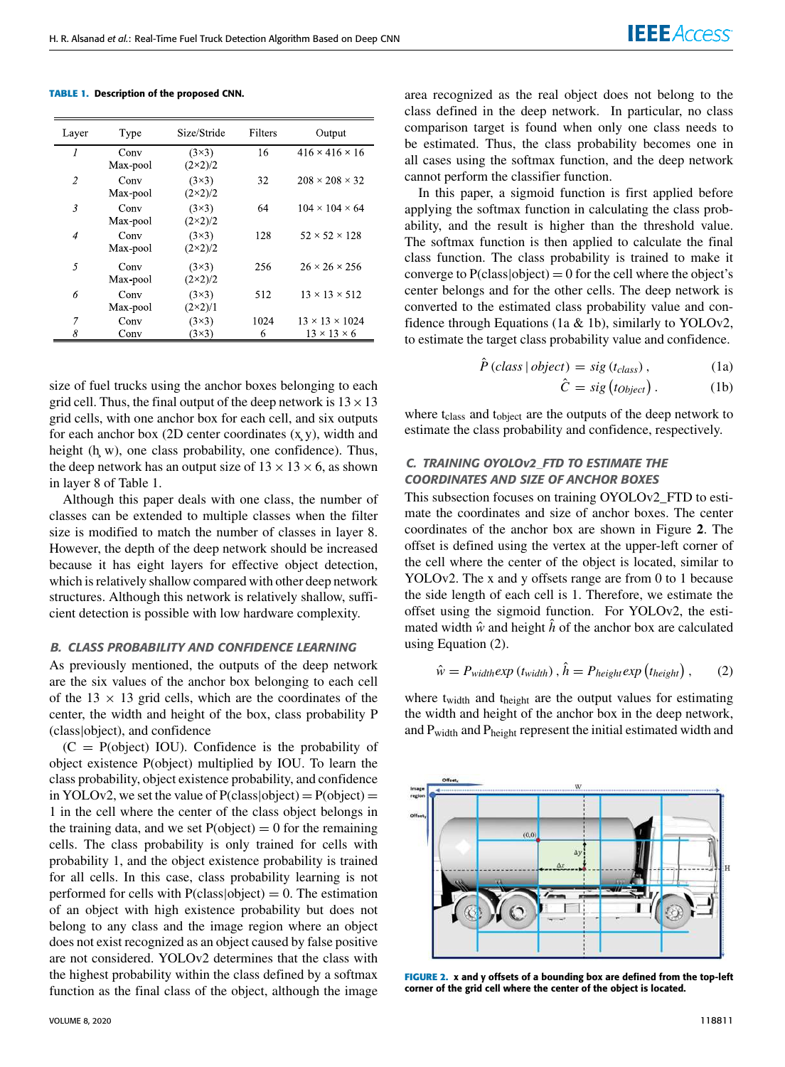**TABLE 1.** Description of the proposed CNN.

| Layer | Type | Size/Stride | Filters | Output |
|---|---|---|---|---|
| *1* | Conv<br>Max-pool | (3×3)<br>(2×2)/2 | 16 | 416 × 416 × 16 |
| *2* | Conv<br>Max-pool | (3×3)<br>(2×2)/2 | 32 | 208 × 208 × 32 |
| *3* | Conv<br>Max-pool | (3×3)<br>(2×2)/2 | 64 | 104 × 104 × 64 |
| *4* | Conv<br>Max-pool | (3×3)<br>(2×2)/2 | 128 | 52 × 52 × 128 |
| *5* | Conv<br>Max-pool | (3×3)<br>(2×2)/2 | 256 | 26 × 26 × 256 |
| *6* | Conv<br>Max-pool | (3×3)<br>(2×2)/1 | 512 | 13 × 13 × 512 |
| *7* | Conv | (3×3) | 1024 | 13 × 13 × 1024 |
| *8* | Conv | (3×3) | 6 | 13 × 13 × 6 |

size of fuel trucks using the anchor boxes belonging to each grid cell. Thus, the final output of the deep network is $13 \times 13$ grid cells, with one anchor box for each cell, and six outputs for each anchor box (2D center coordinates (x, y), width and height (h, w), one class probability, one confidence). Thus, the deep network has an output size of $13 \times 13 \times 6$, as shown in layer 8 of Table 1.

Although this paper deals with one class, the number of classes can be extended to multiple classes when the filter size is modified to match the number of classes in layer 8. However, the depth of the deep network should be increased because it has eight layers for effective object detection, which is relatively shallow compared with other deep network structures. Although this network is relatively shallow, sufficient detection is possible with low hardware complexity.

### *B. CLASS PROBABILITY AND CONFIDENCE LEARNING*

As previously mentioned, the outputs of the deep network are the six values of the anchor box belonging to each cell of the $13 \times 13$ grid cells, which are the coordinates of the center, the width and height of the box, class probability P (class|object), and confidence

(C = P(object) IOU). Confidence is the probability of object existence P(object) multiplied by IOU. To learn the class probability, object existence probability, and confidence in YOLOv2, we set the value of P(class|object) = P(object) = 1 in the cell where the center of the class object belongs in the training data, and we set P(object) = 0 for the remaining cells. The class probability is only trained for cells with probability 1, and the object existence probability is trained for all cells. In this case, class probability learning is not performed for cells with P(class|object) = 0. The estimation of an object with high existence probability but does not belong to any class and the image region where an object does not exist recognized as an object caused by false positive are not considered. YOLOv2 determines that the class with the highest probability within the class defined by a softmax function as the final class of the object, although the image area recognized as the real object does not belong to the class defined in the deep network. In particular, no class comparison target is found when only one class needs to be estimated. Thus, the class probability becomes one in all cases using the softmax function, and the deep network cannot perform the classifier function.

In this paper, a sigmoid function is first applied before applying the softmax function in calculating the class probability, and the result is higher than the threshold value. The softmax function is then applied to calculate the final class function. The class probability is trained to make it converge to P(class|object) = 0 for the cell where the object's center belongs and for the other cells. The deep network is converted to the estimated class probability value and confidence through Equations (1a & 1b), similarly to YOLOv2, to estimate the target class probability value and confidence.

$$\hat{P}(class \mid object) = sig(t_{class}), \quad (1a)$$

$$\hat{C} = sig(t_{Object}). \quad (1b)$$

where $t_{class}$ and $t_{object}$ are the outputs of the deep network to estimate the class probability and confidence, respectively.

### *C. TRAINING OYOLOv2_FTD TO ESTIMATE THE COORDINATES AND SIZE OF ANCHOR BOXES*

This subsection focuses on training OYOLOv2_FTD to estimate the coordinates and size of anchor boxes. The center coordinates of the anchor box are shown in Figure **2**. The offset is defined using the vertex at the upper-left corner of the cell where the center of the object is located, similar to YOLOv2. The x and y offsets range are from 0 to 1 because the side length of each cell is 1. Therefore, we estimate the offset using the sigmoid function. For YOLOv2, the estimated width $\hat{w}$ and height $\hat{h}$ of the anchor box are calculated using Equation (2).

$$\hat{w} = P_{width} exp(t_{width}), \hat{h} = P_{height} exp(t_{height}), \quad (2)$$

where $t_{width}$ and $t_{height}$ are the output values for estimating the width and height of the anchor box in the deep network, and $P_{width}$ and $P_{height}$ represent the initial estimated width and

**FIGURE 2.** x and y offsets of a bounding box are defined from the top-left corner of the grid cell where the center of the object is located.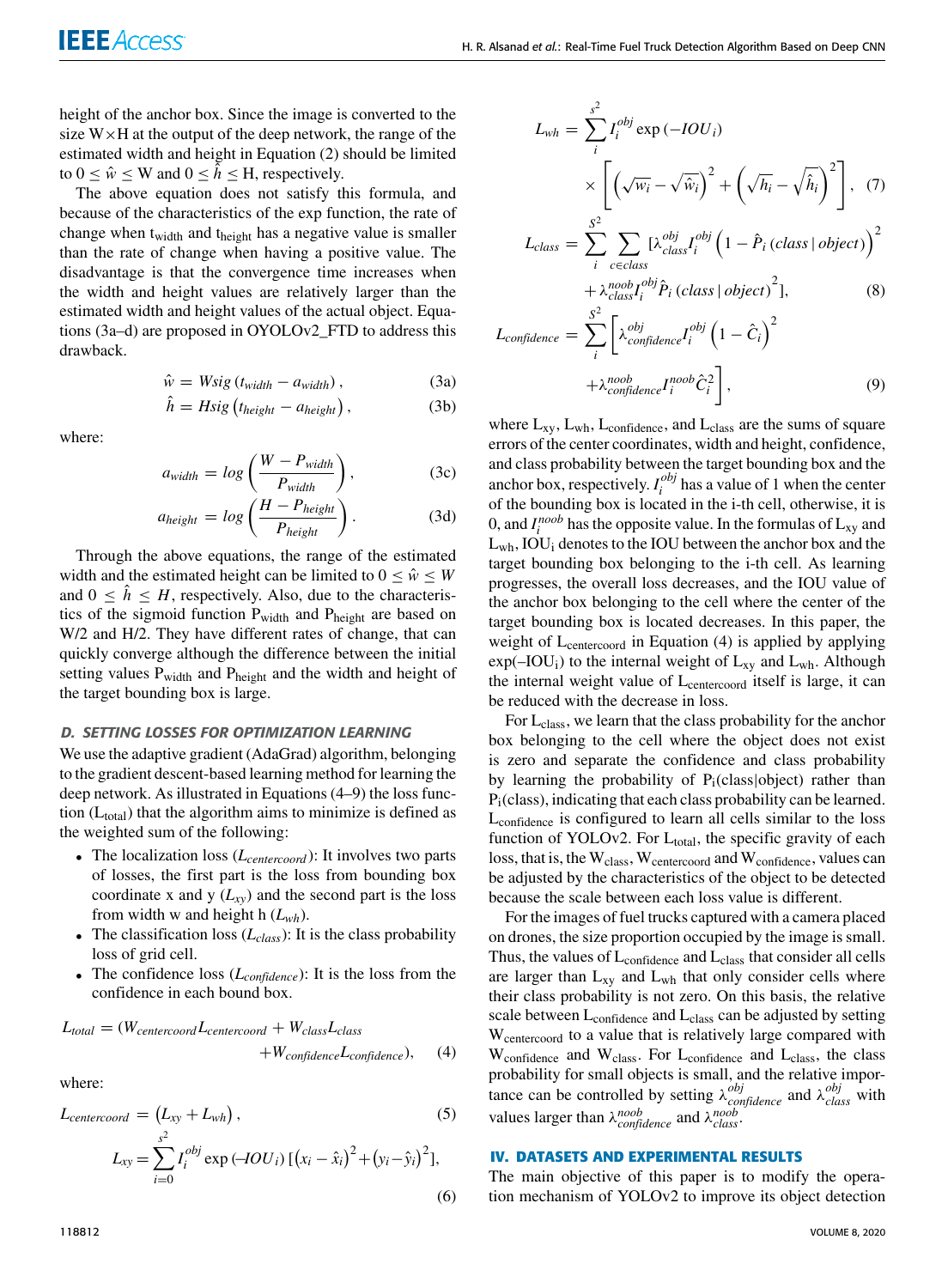height of the anchor box. Since the image is converted to the size W×H at the output of the deep network, the range of the estimated width and height in Equation (2) should be limited to $0 \leq \hat{w} \leq$ W and $0 \leq \hat{h} \leq$ H, respectively.

The above equation does not satisfy this formula, and because of the characteristics of the exp function, the rate of change when $t_{width}$ and $t_{height}$ has a negative value is smaller than the rate of change when having a positive value. The disadvantage is that the convergence time increases when the width and height values are relatively larger than the estimated width and height values of the actual object. Equations (3a–d) are proposed in OYOLOv2_FTD to address this drawback.

$$\hat{w} = Wsig\left(t_{width} - a_{width}\right), \tag{3a}$$

$$\hat{h} = Hsig\left(t_{height} - a_{height}\right), \tag{3b}$$

where:

$$a_{width} = log\left(\frac{W - P_{width}}{P_{width}}\right), \tag{3c}$$

$$a_{height} = log\left(\frac{H - P_{height}}{P_{height}}\right). \tag{3d}$$

Through the above equations, the range of the estimated width and the estimated height can be limited to $0 \leq \hat{w} \leq W$ and $0 \leq \hat{h} \leq H$, respectively. Also, due to the characteristics of the sigmoid function $P_{width}$ and $P_{height}$ are based on W/2 and H/2. They have different rates of change, that can quickly converge although the difference between the initial setting values $P_{width}$ and $P_{height}$ and the width and height of the target bounding box is large.

### D. SETTING LOSSES FOR OPTIMIZATION LEARNING

We use the adaptive gradient (AdaGrad) algorithm, belonging to the gradient descent-based learning method for learning the deep network. As illustrated in Equations (4–9) the loss function ($L_{total}$) that the algorithm aims to minimize is defined as the weighted sum of the following:

- The localization loss ($L_{centercoord}$): It involves two parts of losses, the first part is the loss from bounding box coordinate x and y ($L_{xy}$) and the second part is the loss from width w and height h ($L_{wh}$).
- The classification loss ($L_{class}$): It is the class probability loss of grid cell.
- The confidence loss ($L_{confidence}$): It is the loss from the confidence in each bound box.

$$L_{total} = (W_{centercoord}L_{centercoord} + W_{class}L_{class} + W_{confidence}L_{confidence}), \tag{4}$$

where:

$$L_{centercoord} = \left(L_{xy} + L_{wh}\right), \tag{5}$$

$$L_{xy} = \sum_{i=0}^{s^2} I_i^{obj} \exp\left(-IOU_i\right)\left[\left(x_i - \hat{x}_i\right)^2 + \left(y_i - \hat{y}_i\right)^2\right], \tag{6}$$

$$L_{wh} = \sum_{i}^{s^2} I_i^{obj} \exp\left(-IOU_i\right) \times \left[\left(\sqrt{w_i} - \sqrt{\hat{w}_i}\right)^2 + \left(\sqrt{h_i} - \sqrt{\hat{h}_i}\right)^2\right], \tag{7}$$

$$L_{class} = \sum_{i}^{S^2} \sum_{c \in class} [\lambda_{class}^{obj} I_i^{obj}\left(1 - \hat{P}_i\left(class \mid object\right)\right)^2 + \lambda_{class}^{noob} I_i^{obj} \hat{P}_i\left(class \mid object\right)^2], \tag{8}$$

$$L_{confidence} = \sum_{i}^{S^2}\left[\lambda_{confidence}^{obj} I_i^{obj}\left(1 - \hat{C}_i\right)^2 + \lambda_{confidence}^{noob} I_i^{noob} \hat{C}_i^2\right], \tag{9}$$

where $L_{xy}$, $L_{wh}$, $L_{confidence}$, and $L_{class}$ are the sums of square errors of the center coordinates, width and height, confidence, and class probability between the target bounding box and the anchor box, respectively. $I_i^{obj}$ has a value of 1 when the center of the bounding box is located in the i-th cell, otherwise, it is 0, and $I_i^{noob}$ has the opposite value. In the formulas of $L_{xy}$ and $L_{wh}$, $IOU_i$ denotes to the IOU between the anchor box and the target bounding box belonging to the i-th cell. As learning progresses, the overall loss decreases, and the IOU value of the anchor box belonging to the cell where the center of the target bounding box is located decreases. In this paper, the weight of $L_{centercoord}$ in Equation (4) is applied by applying $\exp(-IOU_i)$ to the internal weight of $L_{xy}$ and $L_{wh}$. Although the internal weight value of $L_{centercoord}$ itself is large, it can be reduced with the decrease in loss.

For $L_{class}$, we learn that the class probability for the anchor box belonging to the cell where the object does not exist is zero and separate the confidence and class probability by learning the probability of $P_i$(class|object) rather than $P_i$(class), indicating that each class probability can be learned. $L_{confidence}$ is configured to learn all cells similar to the loss function of YOLOv2. For $L_{total}$, the specific gravity of each loss, that is, the $W_{class}$, $W_{centercoord}$ and $W_{confidence}$, values can be adjusted by the characteristics of the object to be detected because the scale between each loss value is different.

For the images of fuel trucks captured with a camera placed on drones, the size proportion occupied by the image is small. Thus, the values of $L_{confidence}$ and $L_{class}$ that consider all cells are larger than $L_{xy}$ and $L_{wh}$ that only consider cells where their class probability is not zero. On this basis, the relative scale between $L_{confidence}$ and $L_{class}$ can be adjusted by setting $W_{centercoord}$ to a value that is relatively large compared with $W_{confidence}$ and $W_{class}$. For $L_{confidence}$ and $L_{class}$, the class probability for small objects is small, and the relative importance can be controlled by setting $\lambda_{confidence}^{obj}$ and $\lambda_{class}^{obj}$ with values larger than $\lambda_{confidence}^{noob}$ and $\lambda_{class}^{noob}$.

## IV. DATASETS AND EXPERIMENTAL RESULTS

The main objective of this paper is to modify the operation mechanism of YOLOv2 to improve its object detection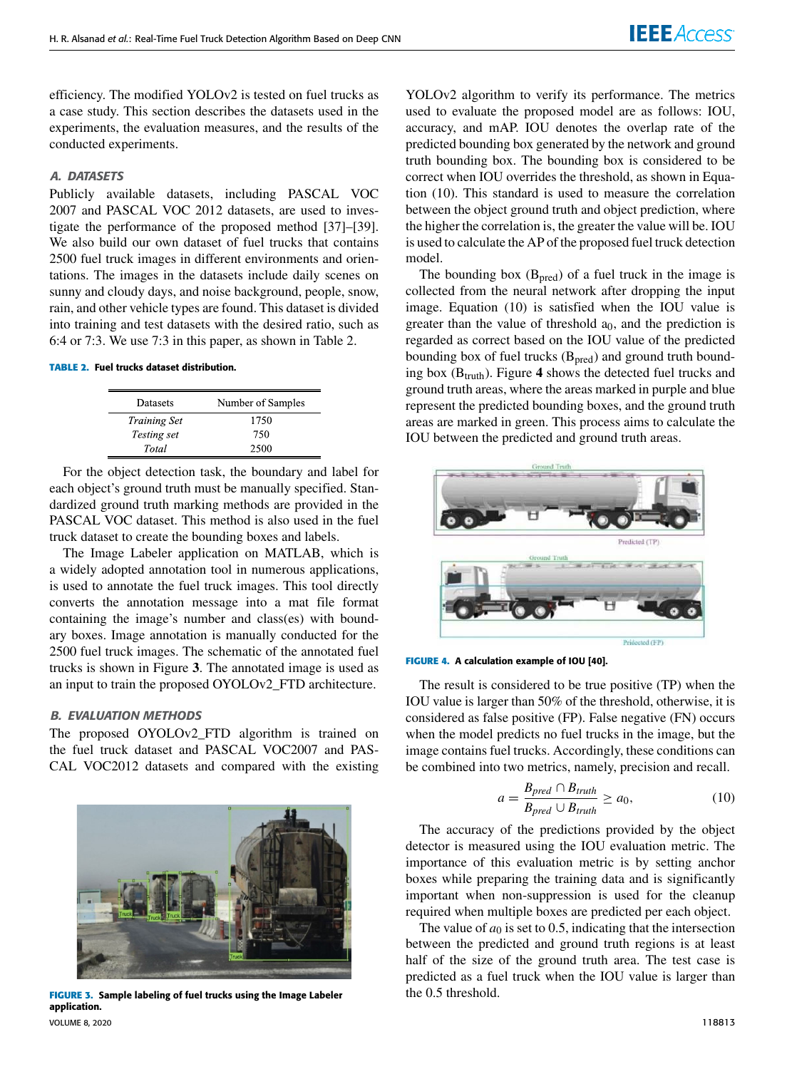efficiency. The modified YOLOv2 is tested on fuel trucks as a case study. This section describes the datasets used in the experiments, the evaluation measures, and the results of the conducted experiments.

### *A. DATASETS*

Publicly available datasets, including PASCAL VOC 2007 and PASCAL VOC 2012 datasets, are used to investigate the performance of the proposed method [37]–[39]. We also build our own dataset of fuel trucks that contains 2500 fuel truck images in different environments and orientations. The images in the datasets include daily scenes on sunny and cloudy days, and noise background, people, snow, rain, and other vehicle types are found. This dataset is divided into training and test datasets with the desired ratio, such as 6:4 or 7:3. We use 7:3 in this paper, as shown in Table 2.

**TABLE 2. Fuel trucks dataset distribution.**

| Datasets | Number of Samples |
|---|---|
| *Training Set* | 1750 |
| *Testing set* | 750 |
| *Total* | 2500 |

For the object detection task, the boundary and label for each object's ground truth must be manually specified. Standardized ground truth marking methods are provided in the PASCAL VOC dataset. This method is also used in the fuel truck dataset to create the bounding boxes and labels.

The Image Labeler application on MATLAB, which is a widely adopted annotation tool in numerous applications, is used to annotate the fuel truck images. This tool directly converts the annotation message into a mat file format containing the image's number and class(es) with boundary boxes. Image annotation is manually conducted for the 2500 fuel truck images. The schematic of the annotated fuel trucks is shown in Figure **3**. The annotated image is used as an input to train the proposed OYOLOv2_FTD architecture.

**FIGURE 3. Sample labeling of fuel trucks using the Image Labeler application.**

### *B. EVALUATION METHODS*

The proposed OYOLOv2_FTD algorithm is trained on the fuel truck dataset and PASCAL VOC2007 and PASCAL VOC2012 datasets and compared with the existing YOLOv2 algorithm to verify its performance. The metrics used to evaluate the proposed model are as follows: IOU, accuracy, and mAP. IOU denotes the overlap rate of the predicted bounding box generated by the network and ground truth bounding box. The bounding box is considered to be correct when IOU overrides the threshold, as shown in Equation (10). This standard is used to measure the correlation between the object ground truth and object prediction, where the higher the correlation is, the greater the value will be. IOU is used to calculate the AP of the proposed fuel truck detection model.

The bounding box ($B_{pred}$) of a fuel truck in the image is collected from the neural network after dropping the input image. Equation (10) is satisfied when the IOU value is greater than the value of threshold $a_0$, and the prediction is regarded as correct based on the IOU value of the predicted bounding box of fuel trucks ($B_{pred}$) and ground truth bounding box ($B_{truth}$). Figure **4** shows the detected fuel trucks and ground truth areas, where the areas marked in purple and blue represent the predicted bounding boxes, and the ground truth areas are marked in green. This process aims to calculate the IOU between the predicted and ground truth areas.

**FIGURE 4. A calculation example of IOU [40].**

The result is considered to be true positive (TP) when the IOU value is larger than 50% of the threshold, otherwise, it is considered as false positive (FP). False negative (FN) occurs when the model predicts no fuel trucks in the image, but the image contains fuel trucks. Accordingly, these conditions can be combined into two metrics, namely, precision and recall.

$$a = \frac{B_{pred} \cap B_{truth}}{B_{pred} \cup B_{truth}} \geq a_0, \tag{10}$$

The accuracy of the predictions provided by the object detector is measured using the IOU evaluation metric. The importance of this evaluation metric is by setting anchor boxes while preparing the training data and is significantly important when non-suppression is used for the cleanup required when multiple boxes are predicted per each object.

The value of $a_0$ is set to 0.5, indicating that the intersection between the predicted and ground truth regions is at least half of the size of the ground truth area. The test case is predicted as a fuel truck when the IOU value is larger than the 0.5 threshold.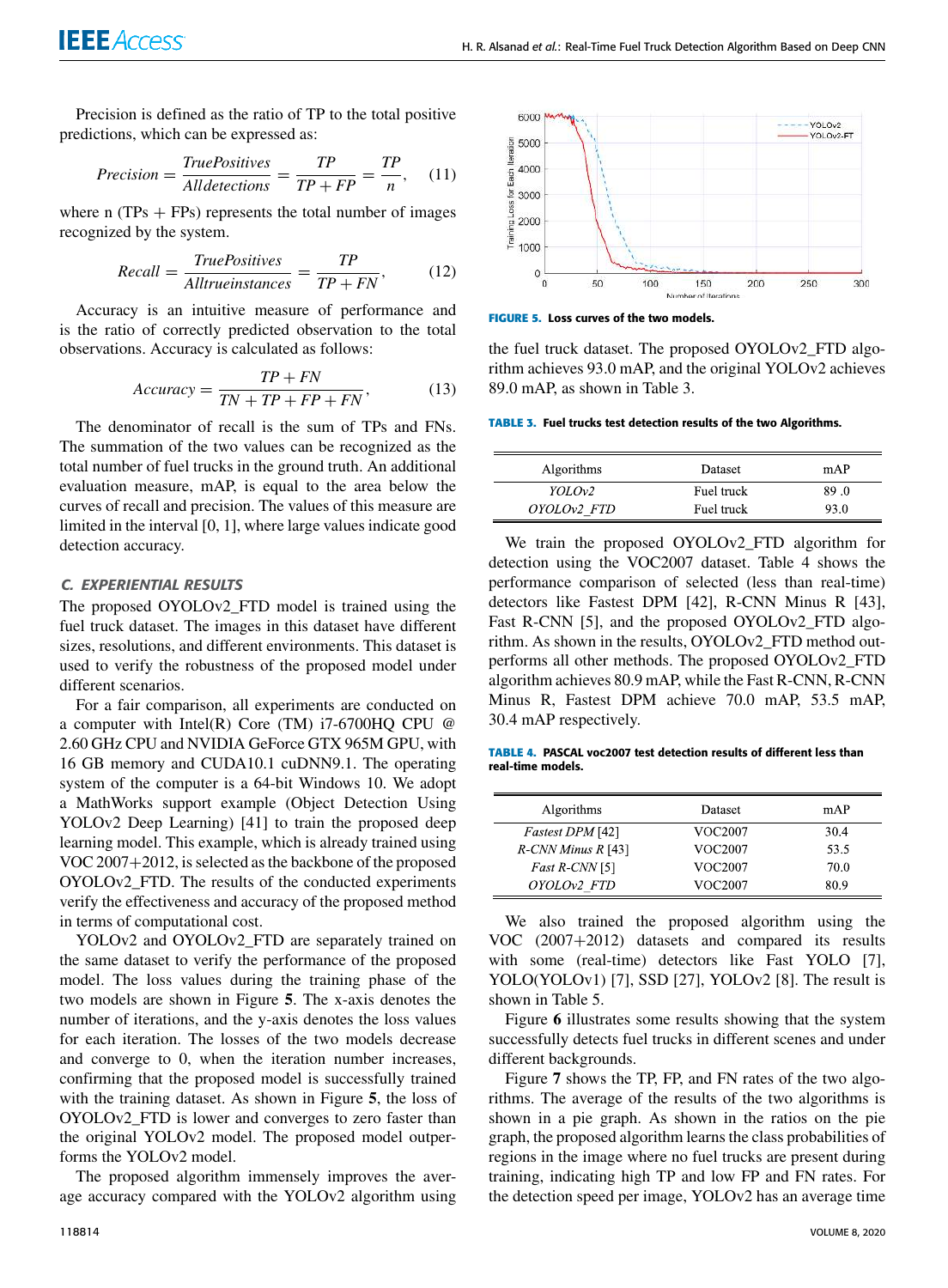Precision is defined as the ratio of TP to the total positive predictions, which can be expressed as:

$$Precision = \frac{TruePositives}{Alldetections} = \frac{TP}{TP + FP} = \frac{TP}{n}, \quad (11)$$

where n (TPs + FPs) represents the total number of images recognized by the system.

$$Recall = \frac{TruePositives}{Alltrueinstances} = \frac{TP}{TP + FN}, \quad (12)$$

Accuracy is an intuitive measure of performance and is the ratio of correctly predicted observation to the total observations. Accuracy is calculated as follows:

$$Accuracy = \frac{TP + FN}{TN + TP + FP + FN}, \quad (13)$$

The denominator of recall is the sum of TPs and FNs. The summation of the two values can be recognized as the total number of fuel trucks in the ground truth. An additional evaluation measure, mAP, is equal to the area below the curves of recall and precision. The values of this measure are limited in the interval [0, 1], where large values indicate good detection accuracy.

### C. EXPERIENTIAL RESULTS

The proposed OYOLOv2_FTD model is trained using the fuel truck dataset. The images in this dataset have different sizes, resolutions, and different environments. This dataset is used to verify the robustness of the proposed model under different scenarios.

For a fair comparison, all experiments are conducted on a computer with Intel(R) Core (TM) i7-6700HQ CPU @ 2.60 GHz CPU and NVIDIA GeForce GTX 965M GPU, with 16 GB memory and CUDA10.1 cuDNN9.1. The operating system of the computer is a 64-bit Windows 10. We adopt a MathWorks support example (Object Detection Using YOLOv2 Deep Learning) [41] to train the proposed deep learning model. This example, which is already trained using VOC 2007+2012, is selected as the backbone of the proposed OYOLOv2_FTD. The results of the conducted experiments verify the effectiveness and accuracy of the proposed method in terms of computational cost.

YOLOv2 and OYOLOv2_FTD are separately trained on the same dataset to verify the performance of the proposed model. The loss values during the training phase of the two models are shown in Figure **5**. The x-axis denotes the number of iterations, and the y-axis denotes the loss values for each iteration. The losses of the two models decrease and converge to 0, when the iteration number increases, confirming that the proposed model is successfully trained with the training dataset. As shown in Figure **5**, the loss of OYOLOv2_FTD is lower and converges to zero faster than the original YOLOv2 model. The proposed model outperforms the YOLOv2 model.

The proposed algorithm immensely improves the average accuracy compared with the YOLOv2 algorithm using the fuel truck dataset. The proposed OYOLOv2_FTD algorithm achieves 93.0 mAP, and the original YOLOv2 achieves 89.0 mAP, as shown in Table 3.

**FIGURE 5.** Loss curves of the two models.

**TABLE 3.** Fuel trucks test detection results of the two Algorithms.

| Algorithms | Dataset | mAP |
|---|---|---|
| *YOLOv2* | Fuel truck | 89 .0 |
| *OYOLOv2_FTD* | Fuel truck | 93.0 |

We train the proposed OYOLOv2_FTD algorithm for detection using the VOC2007 dataset. Table 4 shows the performance comparison of selected (less than real-time) detectors like Fastest DPM [42], R-CNN Minus R [43], Fast R-CNN [5], and the proposed OYOLOv2_FTD algorithm. As shown in the results, OYOLOv2_FTD method outperforms all other methods. The proposed OYOLOv2_FTD algorithm achieves 80.9 mAP, while the Fast R-CNN, R-CNN Minus R, Fastest DPM achieve 70.0 mAP, 53.5 mAP, 30.4 mAP respectively.

**TABLE 4.** PASCAL voc2007 test detection results of different less than real-time models.

| Algorithms | Dataset | mAP |
|---|---|---|
| *Fastest DPM* [42] | VOC2007 | 30.4 |
| *R-CNN Minus R* [43] | VOC2007 | 53.5 |
| *Fast R-CNN* [5] | VOC2007 | 70.0 |
| *OYOLOv2_FTD* | VOC2007 | 80.9 |

We also trained the proposed algorithm using the VOC (2007+2012) datasets and compared its results with some (real-time) detectors like Fast YOLO [7], YOLO(YOLOv1) [7], SSD [27], YOLOv2 [8]. The result is shown in Table 5.

Figure **6** illustrates some results showing that the system successfully detects fuel trucks in different scenes and under different backgrounds.

Figure **7** shows the TP, FP, and FN rates of the two algorithms. The average of the results of the two algorithms is shown in a pie graph. As shown in the ratios on the pie graph, the proposed algorithm learns the class probabilities of regions in the image where no fuel trucks are present during training, indicating high TP and low FP and FN rates. For the detection speed per image, YOLOv2 has an average time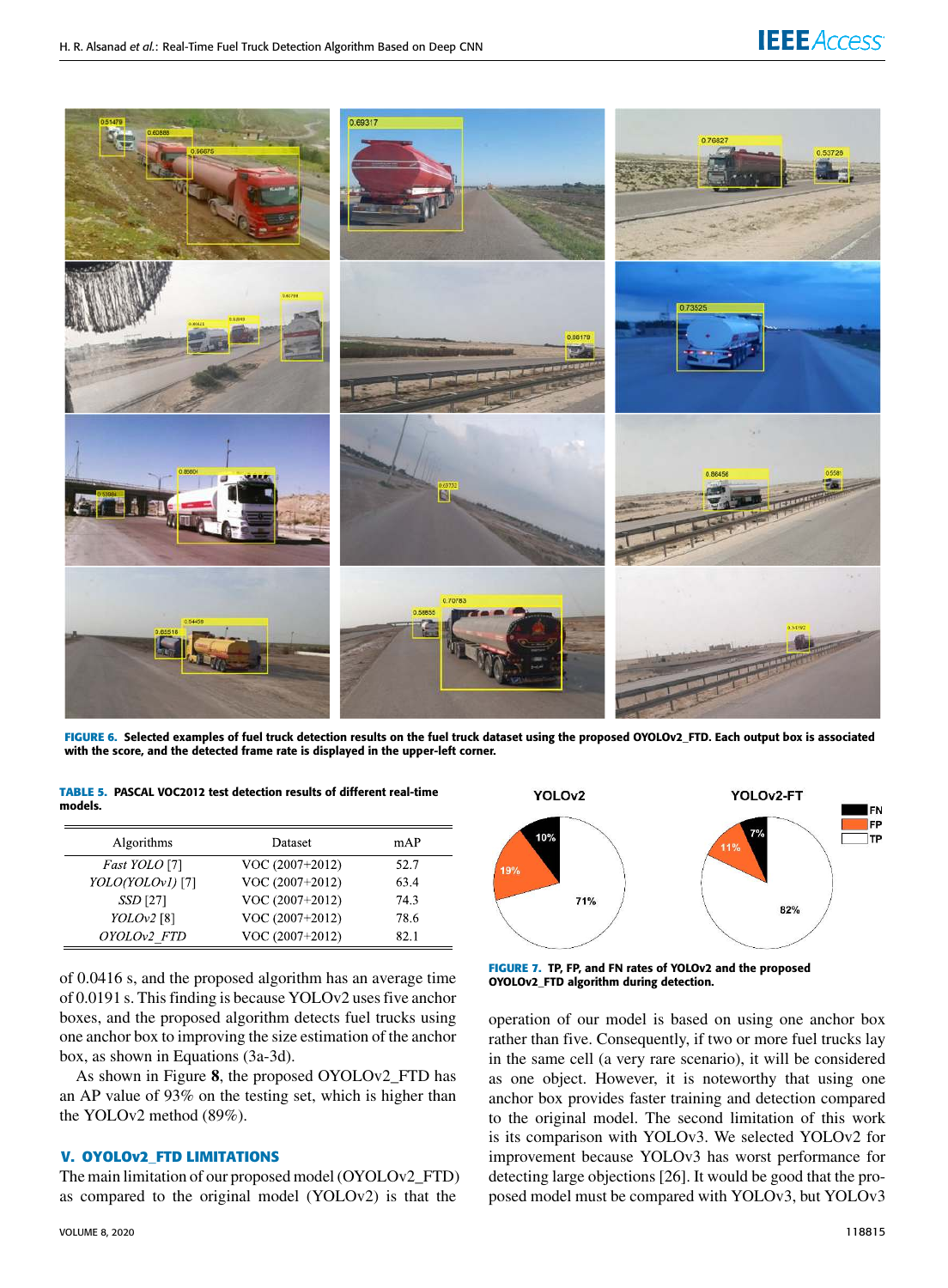FIGURE 6. Selected examples of fuel truck detection results on the fuel truck dataset using the proposed OYOLOv2_FTD. Each output box is associated with the score, and the detected frame rate is displayed in the upper-left corner.

TABLE 5. PASCAL VOC2012 test detection results of different real-time models.

| Algorithms | Dataset | mAP |
|---|---|---|
| *Fast YOLO* [7] | VOC (2007+2012) | 52.7 |
| *YOLO(YOLOv1)* [7] | VOC (2007+2012) | 63.4 |
| *SSD* [27] | VOC (2007+2012) | 74.3 |
| *YOLOv2* [8] | VOC (2007+2012) | 78.6 |
| *OYOLOv2_FTD* | VOC (2007+2012) | 82.1 |

of 0.0416 s, and the proposed algorithm has an average time of 0.0191 s. This finding is because YOLOv2 uses five anchor boxes, and the proposed algorithm detects fuel trucks using one anchor box to improving the size estimation of the anchor box, as shown in Equations (3a-3d).

As shown in Figure **8**, the proposed OYOLOv2_FTD has an AP value of 93% on the testing set, which is higher than the YOLOv2 method (89%).

## V. OYOLOv2_FTD LIMITATIONS

The main limitation of our proposed model (OYOLOv2_FTD) as compared to the original model (YOLOv2) is that the operation of our model is based on using one anchor box rather than five. Consequently, if two or more fuel trucks lay in the same cell (a very rare scenario), it will be considered as one object. However, it is noteworthy that using one anchor box provides faster training and detection compared to the original model. The second limitation of this work is its comparison with YOLOv3. We selected YOLOv2 for improvement because YOLOv3 has worst performance for detecting large objections [26]. It would be good that the proposed model must be compared with YOLOv3, but YOLOv3

FIGURE 7. TP, FP, and FN rates of YOLOv2 and the proposed OYOLOv2_FTD algorithm during detection.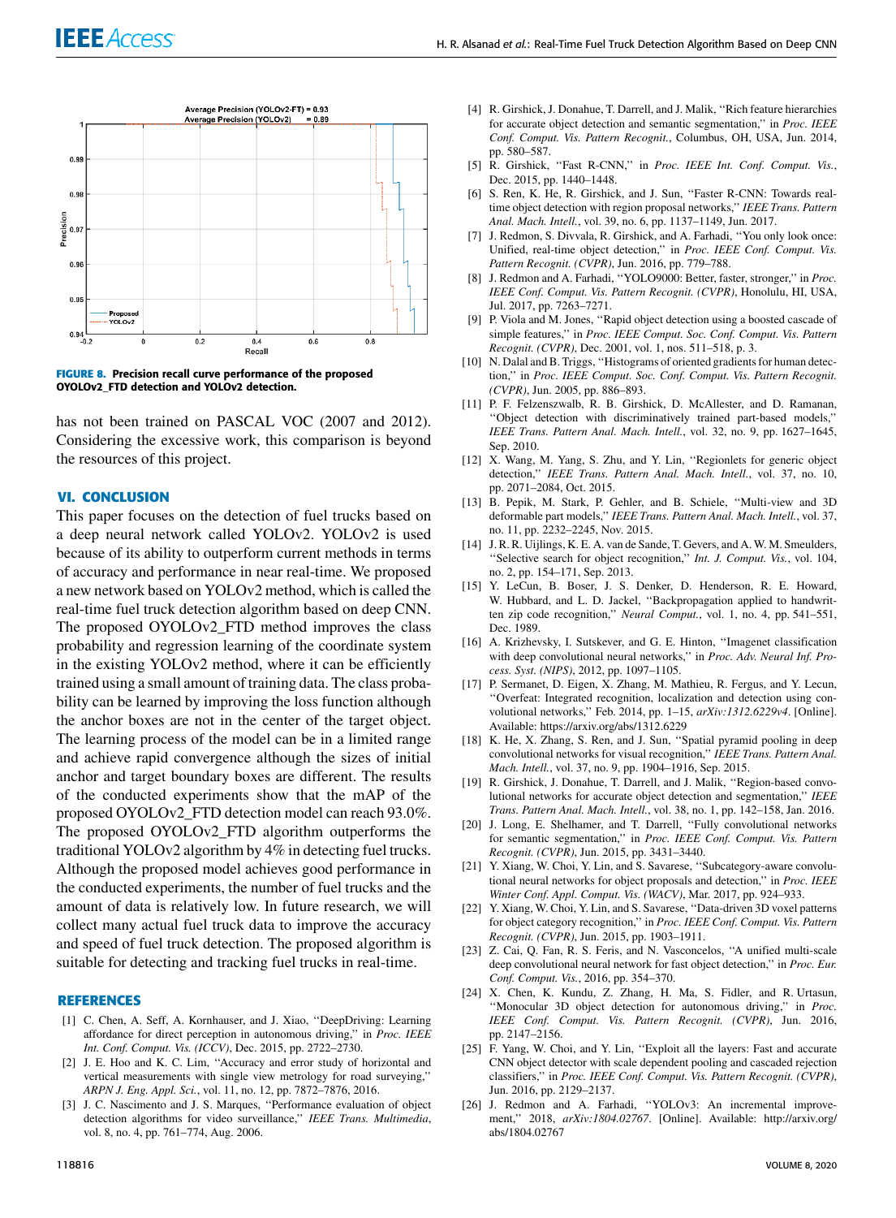FIGURE 8. Precision recall curve performance of the proposed OYOLOv2_FTD detection and YOLOv2 detection.

has not been trained on PASCAL VOC (2007 and 2012). Considering the excessive work, this comparison is beyond the resources of this project.

## VI. CONCLUSION

This paper focuses on the detection of fuel trucks based on a deep neural network called YOLOv2. YOLOv2 is used because of its ability to outperform current methods in terms of accuracy and performance in near real-time. We proposed a new network based on YOLOv2 method, which is called the real-time fuel truck detection algorithm based on deep CNN. The proposed OYOLOv2_FTD method improves the class probability and regression learning of the coordinate system in the existing YOLOv2 method, where it can be efficiently trained using a small amount of training data. The class probability can be learned by improving the loss function although the anchor boxes are not in the center of the target object. The learning process of the model can be in a limited range and achieve rapid convergence although the sizes of initial anchor and target boundary boxes are different. The results of the conducted experiments show that the mAP of the proposed OYOLOv2_FTD detection model can reach 93.0%. The proposed OYOLOv2_FTD algorithm outperforms the traditional YOLOv2 algorithm by 4% in detecting fuel trucks. Although the proposed model achieves good performance in the conducted experiments, the number of fuel trucks and the amount of data is relatively low. In future research, we will collect many actual fuel truck data to improve the accuracy and speed of fuel truck detection. The proposed algorithm is suitable for detecting and tracking fuel trucks in real-time.

## REFERENCES

[1] C. Chen, A. Seff, A. Kornhauser, and J. Xiao, "DeepDriving: Learning affordance for direct perception in autonomous driving," in *Proc. IEEE Int. Conf. Comput. Vis. (ICCV)*, Dec. 2015, pp. 2722–2730.

[2] J. E. Hoo and K. C. Lim, "Accuracy and error study of horizontal and vertical measurements with single view metrology for road surveying," *ARPN J. Eng. Appl. Sci.*, vol. 11, no. 12, pp. 7872–7876, 2016.

[3] J. C. Nascimento and J. S. Marques, "Performance evaluation of object detection algorithms for video surveillance," *IEEE Trans. Multimedia*, vol. 8, no. 4, pp. 761–774, Aug. 2006.

[4] R. Girshick, J. Donahue, T. Darrell, and J. Malik, "Rich feature hierarchies for accurate object detection and semantic segmentation," in *Proc. IEEE Conf. Comput. Vis. Pattern Recognit.*, Columbus, OH, USA, Jun. 2014, pp. 580–587.

[5] R. Girshick, "Fast R-CNN," in *Proc. IEEE Int. Conf. Comput. Vis.*, Dec. 2015, pp. 1440–1448.

[6] S. Ren, K. He, R. Girshick, and J. Sun, "Faster R-CNN: Towards real-time object detection with region proposal networks," *IEEE Trans. Pattern Anal. Mach. Intell.*, vol. 39, no. 6, pp. 1137–1149, Jun. 2017.

[7] J. Redmon, S. Divvala, R. Girshick, and A. Farhadi, "You only look once: Unified, real-time object detection," in *Proc. IEEE Conf. Comput. Vis. Pattern Recognit. (CVPR)*, Jun. 2016, pp. 779–788.

[8] J. Redmon and A. Farhadi, "YOLO9000: Better, faster, stronger," in *Proc. IEEE Conf. Comput. Vis. Pattern Recognit. (CVPR)*, Honolulu, HI, USA, Jul. 2017, pp. 7263–7271.

[9] P. Viola and M. Jones, "Rapid object detection using a boosted cascade of simple features," in *Proc. IEEE Comput. Soc. Conf. Comput. Vis. Pattern Recognit. (CVPR)*, Dec. 2001, vol. 1, nos. 511–518, p. 3.

[10] N. Dalal and B. Triggs, "Histograms of oriented gradients for human detection," in *Proc. IEEE Comput. Soc. Conf. Comput. Vis. Pattern Recognit. (CVPR)*, Jun. 2005, pp. 886–893.

[11] P. F. Felzenszwalb, R. B. Girshick, D. McAllester, and D. Ramanan, "Object detection with discriminatively trained part-based models," *IEEE Trans. Pattern Anal. Mach. Intell.*, vol. 32, no. 9, pp. 1627–1645, Sep. 2010.

[12] X. Wang, M. Yang, S. Zhu, and Y. Lin, "Regionlets for generic object detection," *IEEE Trans. Pattern Anal. Mach. Intell.*, vol. 37, no. 10, pp. 2071–2084, Oct. 2015.

[13] B. Pepik, M. Stark, P. Gehler, and B. Schiele, "Multi-view and 3D deformable part models," *IEEE Trans. Pattern Anal. Mach. Intell.*, vol. 37, no. 11, pp. 2232–2245, Nov. 2015.

[14] J. R. R. Uijlings, K. E. A. van de Sande, T. Gevers, and A. W. M. Smeulders, "Selective search for object recognition," *Int. J. Comput. Vis.*, vol. 104, no. 2, pp. 154–171, Sep. 2013.

[15] Y. LeCun, B. Boser, J. S. Denker, D. Henderson, R. E. Howard, W. Hubbard, and L. D. Jackel, "Backpropagation applied to handwritten zip code recognition," *Neural Comput.*, vol. 1, no. 4, pp. 541–551, Dec. 1989.

[16] A. Krizhevsky, I. Sutskever, and G. E. Hinton, "Imagenet classification with deep convolutional neural networks," in *Proc. Adv. Neural Inf. Process. Syst. (NIPS)*, 2012, pp. 1097–1105.

[17] P. Sermanet, D. Eigen, X. Zhang, M. Mathieu, R. Fergus, and Y. Lecun, "Overfeat: Integrated recognition, localization and detection using convolutional networks," Feb. 2014, pp. 1–15, *arXiv:1312.6229v4*. [Online]. Available: https://arxiv.org/abs/1312.6229

[18] K. He, X. Zhang, S. Ren, and J. Sun, "Spatial pyramid pooling in deep convolutional networks for visual recognition," *IEEE Trans. Pattern Anal. Mach. Intell.*, vol. 37, no. 9, pp. 1904–1916, Sep. 2015.

[19] R. Girshick, J. Donahue, T. Darrell, and J. Malik, "Region-based convolutional networks for accurate object detection and segmentation," *IEEE Trans. Pattern Anal. Mach. Intell.*, vol. 38, no. 1, pp. 142–158, Jan. 2016.

[20] J. Long, E. Shelhamer, and T. Darrell, "Fully convolutional networks for semantic segmentation," in *Proc. IEEE Conf. Comput. Vis. Pattern Recognit. (CVPR)*, Jun. 2015, pp. 3431–3440.

[21] Y. Xiang, W. Choi, Y. Lin, and S. Savarese, "Subcategory-aware convolutional neural networks for object proposals and detection," in *Proc. IEEE Winter Conf. Appl. Comput. Vis. (WACV)*, Mar. 2017, pp. 924–933.

[22] Y. Xiang, W. Choi, Y. Lin, and S. Savarese, "Data-driven 3D voxel patterns for object category recognition," in *Proc. IEEE Conf. Comput. Vis. Pattern Recognit. (CVPR)*, Jun. 2015, pp. 1903–1911.

[23] Z. Cai, Q. Fan, R. S. Feris, and N. Vasconcelos, "A unified multi-scale deep convolutional neural network for fast object detection," in *Proc. Eur. Conf. Comput. Vis.*, 2016, pp. 354–370.

[24] X. Chen, K. Kundu, Z. Zhang, H. Ma, S. Fidler, and R. Urtasun, "Monocular 3D object detection for autonomous driving," in *Proc. IEEE Conf. Comput. Vis. Pattern Recognit. (CVPR)*, Jun. 2016, pp. 2147–2156.

[25] F. Yang, W. Choi, and Y. Lin, "Exploit all the layers: Fast and accurate CNN object detector with scale dependent pooling and cascaded rejection classifiers," in *Proc. IEEE Conf. Comput. Vis. Pattern Recognit. (CVPR)*, Jun. 2016, pp. 2129–2137.

[26] J. Redmon and A. Farhadi, "YOLOv3: An incremental improvement," 2018, *arXiv:1804.02767*. [Online]. Available: http://arxiv.org/abs/1804.02767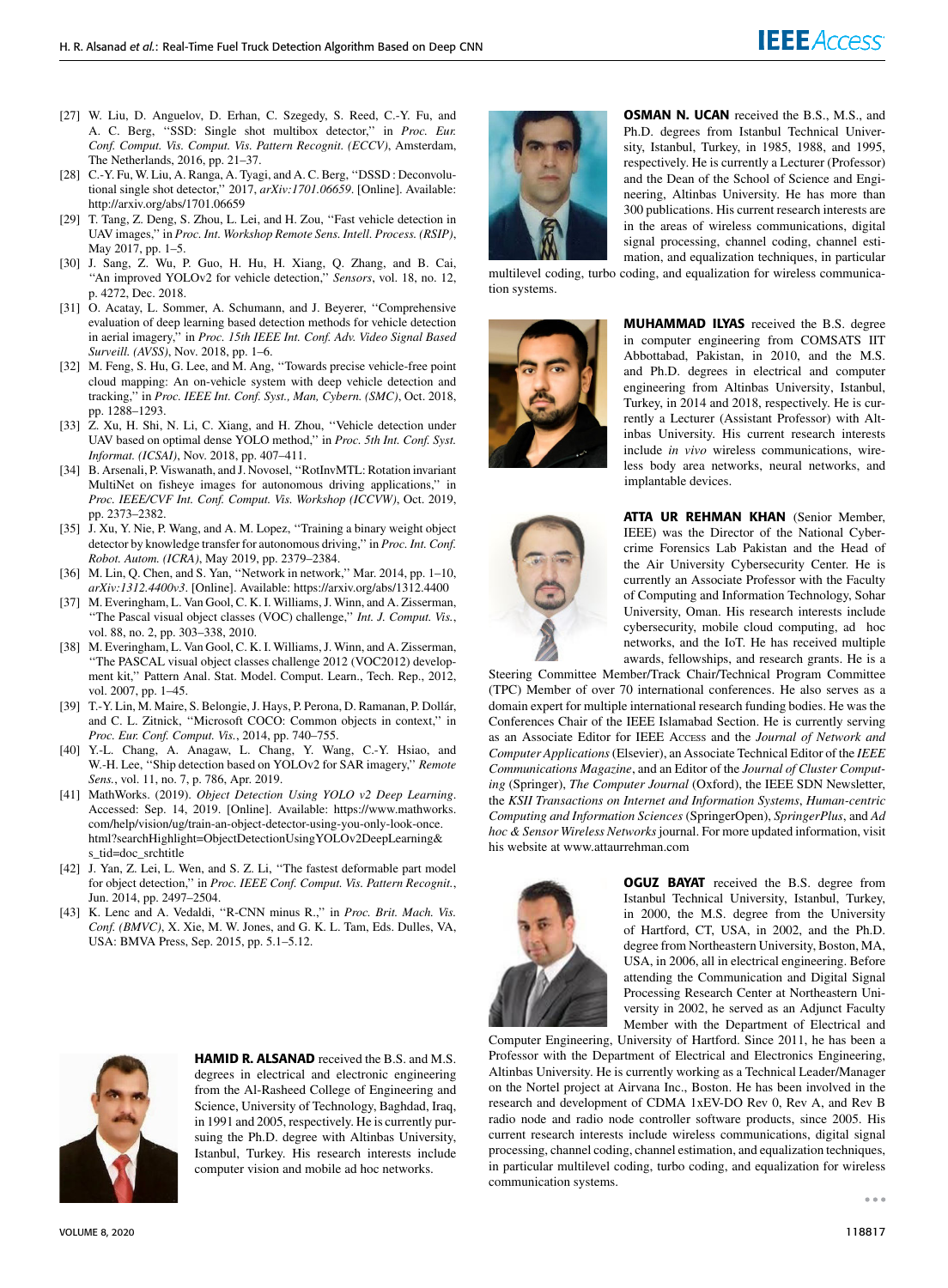[27] W. Liu, D. Anguelov, D. Erhan, C. Szegedy, S. Reed, C.-Y. Fu, and A. C. Berg, "SSD: Single shot multibox detector," in *Proc. Eur. Conf. Comput. Vis. Comput. Vis. Pattern Recognit. (ECCV)*, Amsterdam, The Netherlands, 2016, pp. 21–37.

[28] C.-Y. Fu, W. Liu, A. Ranga, A. Tyagi, and A. C. Berg, "DSSD : Deconvolutional single shot detector," 2017, *arXiv:1701.06659*. [Online]. Available: http://arxiv.org/abs/1701.06659

[29] T. Tang, Z. Deng, S. Zhou, L. Lei, and H. Zou, "Fast vehicle detection in UAV images," in *Proc. Int. Workshop Remote Sens. Intell. Process. (RSIP)*, May 2017, pp. 1–5.

[30] J. Sang, Z. Wu, P. Guo, H. Hu, H. Xiang, Q. Zhang, and B. Cai, "An improved YOLOv2 for vehicle detection," *Sensors*, vol. 18, no. 12, p. 4272, Dec. 2018.

[31] O. Acatay, L. Sommer, A. Schumann, and J. Beyerer, "Comprehensive evaluation of deep learning based detection methods for vehicle detection in aerial imagery," in *Proc. 15th IEEE Int. Conf. Adv. Video Signal Based Surveill. (AVSS)*, Nov. 2018, pp. 1–6.

[32] M. Feng, S. Hu, G. Lee, and M. Ang, "Towards precise vehicle-free point cloud mapping: An on-vehicle system with deep vehicle detection and tracking," in *Proc. IEEE Int. Conf. Syst., Man, Cybern. (SMC)*, Oct. 2018, pp. 1288–1293.

[33] Z. Xu, H. Shi, N. Li, C. Xiang, and H. Zhou, "Vehicle detection under UAV based on optimal dense YOLO method," in *Proc. 5th Int. Conf. Syst. Informat. (ICSAI)*, Nov. 2018, pp. 407–411.

[34] B. Arsenali, P. Viswanath, and J. Novosel, "RotInvMTL: Rotation invariant MultiNet on fisheye images for autonomous driving applications," in *Proc. IEEE/CVF Int. Conf. Comput. Vis. Workshop (ICCVW)*, Oct. 2019, pp. 2373–2382.

[35] J. Xu, Y. Nie, P. Wang, and A. M. Lopez, "Training a binary weight object detector by knowledge transfer for autonomous driving," in *Proc. Int. Conf. Robot. Autom. (ICRA)*, May 2019, pp. 2379–2384.

[36] M. Lin, Q. Chen, and S. Yan, "Network in network," Mar. 2014, pp. 1–10, *arXiv:1312.4400v3*. [Online]. Available: https://arxiv.org/abs/1312.4400

[37] M. Everingham, L. Van Gool, C. K. I. Williams, J. Winn, and A. Zisserman, "The Pascal visual object classes (VOC) challenge," *Int. J. Comput. Vis.*, vol. 88, no. 2, pp. 303–338, 2010.

[38] M. Everingham, L. Van Gool, C. K. I. Williams, J. Winn, and A. Zisserman, "The PASCAL visual object classes challenge 2012 (VOC2012) development kit," Pattern Anal. Stat. Model. Comput. Learn., Tech. Rep., 2012, vol. 2007, pp. 1–45.

[39] T.-Y. Lin, M. Maire, S. Belongie, J. Hays, P. Perona, D. Ramanan, P. Dollár, and C. L. Zitnick, "Microsoft COCO: Common objects in context," in *Proc. Eur. Conf. Comput. Vis.*, 2014, pp. 740–755.

[40] Y.-L. Chang, A. Anagaw, L. Chang, Y. Wang, C.-Y. Hsiao, and W.-H. Lee, "Ship detection based on YOLOv2 for SAR imagery," *Remote Sens.*, vol. 11, no. 7, p. 786, Apr. 2019.

[41] MathWorks. (2019). *Object Detection Using YOLO v2 Deep Learning*. Accessed: Sep. 14, 2019. [Online]. Available: https://www.mathworks.com/help/vision/ug/train-an-object-detector-using-you-only-look-once.html?searchHighlight=ObjectDetectionUsingYOLOv2DeepLearning&s_tid=doc_srchtitle

[42] J. Yan, Z. Lei, L. Wen, and S. Z. Li, "The fastest deformable part model for object detection," in *Proc. IEEE Conf. Comput. Vis. Pattern Recognit.*, Jun. 2014, pp. 2497–2504.

[43] K. Lenc and A. Vedaldi, "R-CNN minus R.," in *Proc. Brit. Mach. Vis. Conf. (BMVC)*, X. Xie, M. W. Jones, and G. K. L. Tam, Eds. Dulles, VA, USA: BMVA Press, Sep. 2015, pp. 5.1–5.12.

**HAMID R. ALSANAD** received the B.S. and M.S. degrees in electrical and electronic engineering from the Al-Rasheed College of Engineering and Science, University of Technology, Baghdad, Iraq, in 1991 and 2005, respectively. He is currently pursuing the Ph.D. degree with Altinbas University, Istanbul, Turkey. His research interests include computer vision and mobile ad hoc networks.

**OSMAN N. UCAN** received the B.S., M.S., and Ph.D. degrees from Istanbul Technical University, Istanbul, Turkey, in 1985, 1988, and 1995, respectively. He is currently a Lecturer (Professor) and the Dean of the School of Science and Engineering, Altinbas University. He has more than 300 publications. His current research interests are in the areas of wireless communications, digital signal processing, channel coding, channel estimation, and equalization techniques, in particular multilevel coding, turbo coding, and equalization for wireless communication systems.

**MUHAMMAD ILYAS** received the B.S. degree in computer engineering from COMSATS IIT Abbottabad, Pakistan, in 2010, and the M.S. and Ph.D. degrees in electrical and computer engineering from Altinbas University, Istanbul, Turkey, in 2014 and 2018, respectively. He is currently a Lecturer (Assistant Professor) with Altinbas University. His current research interests include *in vivo* wireless communications, wireless body area networks, neural networks, and implantable devices.

**ATTA UR REHMAN KHAN** (Senior Member, IEEE) was the Director of the National Cybercrime Forensics Lab Pakistan and the Head of the Air University Cybersecurity Center. He is currently an Associate Professor with the Faculty of Computing and Information Technology, Sohar University, Oman. His research interests include cybersecurity, mobile cloud computing, ad hoc networks, and the IoT. He has received multiple awards, fellowships, and research grants. He is a Steering Committee Member/Track Chair/Technical Program Committee (TPC) Member of over 70 international conferences. He also serves as a domain expert for multiple international research funding bodies. He was the Conferences Chair of the IEEE Islamabad Section. He is currently serving as an Associate Editor for IEEE ACCESS and the *Journal of Network and Computer Applications* (Elsevier), an Associate Technical Editor of the *IEEE Communications Magazine*, and an Editor of the *Journal of Cluster Computing* (Springer), *The Computer Journal* (Oxford), the IEEE SDN Newsletter, the *KSII Transactions on Internet and Information Systems*, *Human-centric Computing and Information Sciences* (SpringerOpen), *SpringerPlus*, and *Ad hoc & Sensor Wireless Networks* journal. For more updated information, visit his website at www.attaurrehman.com

**OGUZ BAYAT** received the B.S. degree from Istanbul Technical University, Istanbul, Turkey, in 2000, the M.S. degree from the University of Hartford, CT, USA, in 2002, and the Ph.D. degree from Northeastern University, Boston, MA, USA, in 2006, all in electrical engineering. Before attending the Communication and Digital Signal Processing Research Center at Northeastern University in 2002, he served as an Adjunct Faculty Member with the Department of Electrical and Computer Engineering, University of Hartford. Since 2011, he has been a Professor with the Department of Electrical and Electronics Engineering, Altinbas University. He is currently working as a Technical Leader/Manager on the Nortel project at Airvana Inc., Boston. He has been involved in the research and development of CDMA 1xEV-DO Rev 0, Rev A, and Rev B radio node and radio node controller software products, since 2005. His current research interests include wireless communications, digital signal processing, channel coding, channel estimation, and equalization techniques, in particular multilevel coding, turbo coding, and equalization for wireless communication systems.